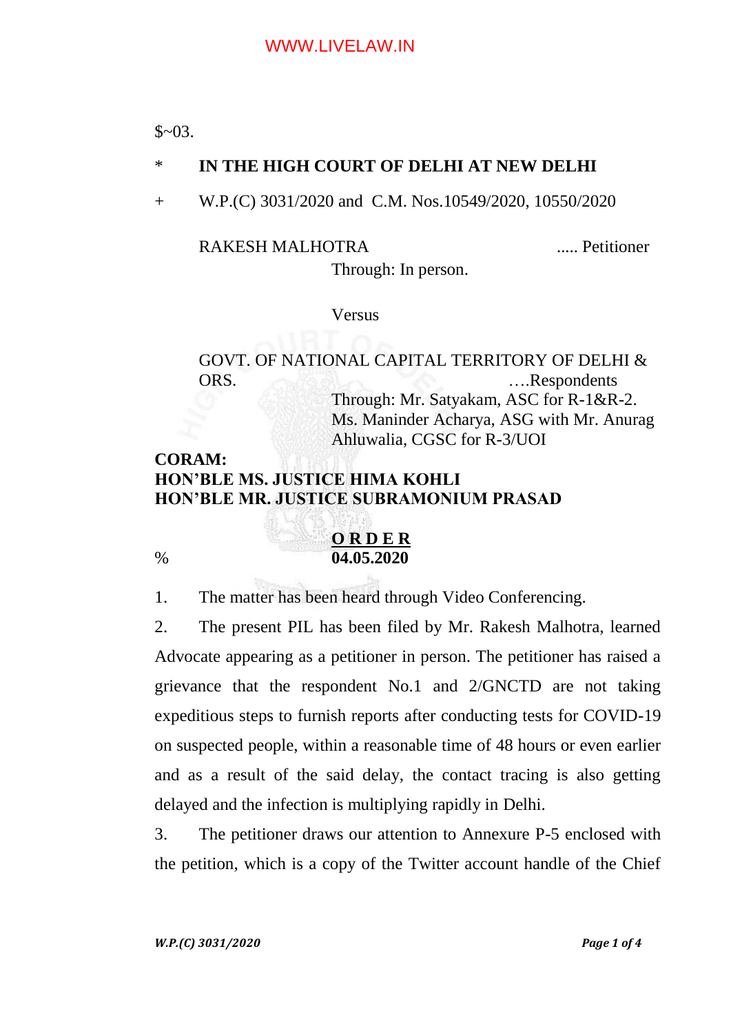$~03.

\*    **IN THE HIGH COURT OF DELHI AT NEW DELHI**

+    W.P.(C) 3031/2020 and C.M. Nos.10549/2020, 10550/2020

RAKESH MALHOTRA ..... Petitioner

Through: In person.

Versus

GOVT. OF NATIONAL CAPITAL TERRITORY OF DELHI & ORS. ….Respondents

Through: Mr. Satyakam, ASC for R-1&R-2.
Ms. Maninder Acharya, ASG with Mr. Anurag Ahluwalia, CGSC for R-3/UOI

**CORAM:**
**HON'BLE MS. JUSTICE HIMA KOHLI**
**HON'BLE MR. JUSTICE SUBRAMONIUM PRASAD**

**ORDER**

%    **04.05.2020**

1. The matter has been heard through Video Conferencing.

2. The present PIL has been filed by Mr. Rakesh Malhotra, learned Advocate appearing as a petitioner in person. The petitioner has raised a grievance that the respondent No.1 and 2/GNCTD are not taking expeditious steps to furnish reports after conducting tests for COVID-19 on suspected people, within a reasonable time of 48 hours or even earlier and as a result of the said delay, the contact tracing is also getting delayed and the infection is multiplying rapidly in Delhi.

3. The petitioner draws our attention to Annexure P-5 enclosed with the petition, which is a copy of the Twitter account handle of the Chief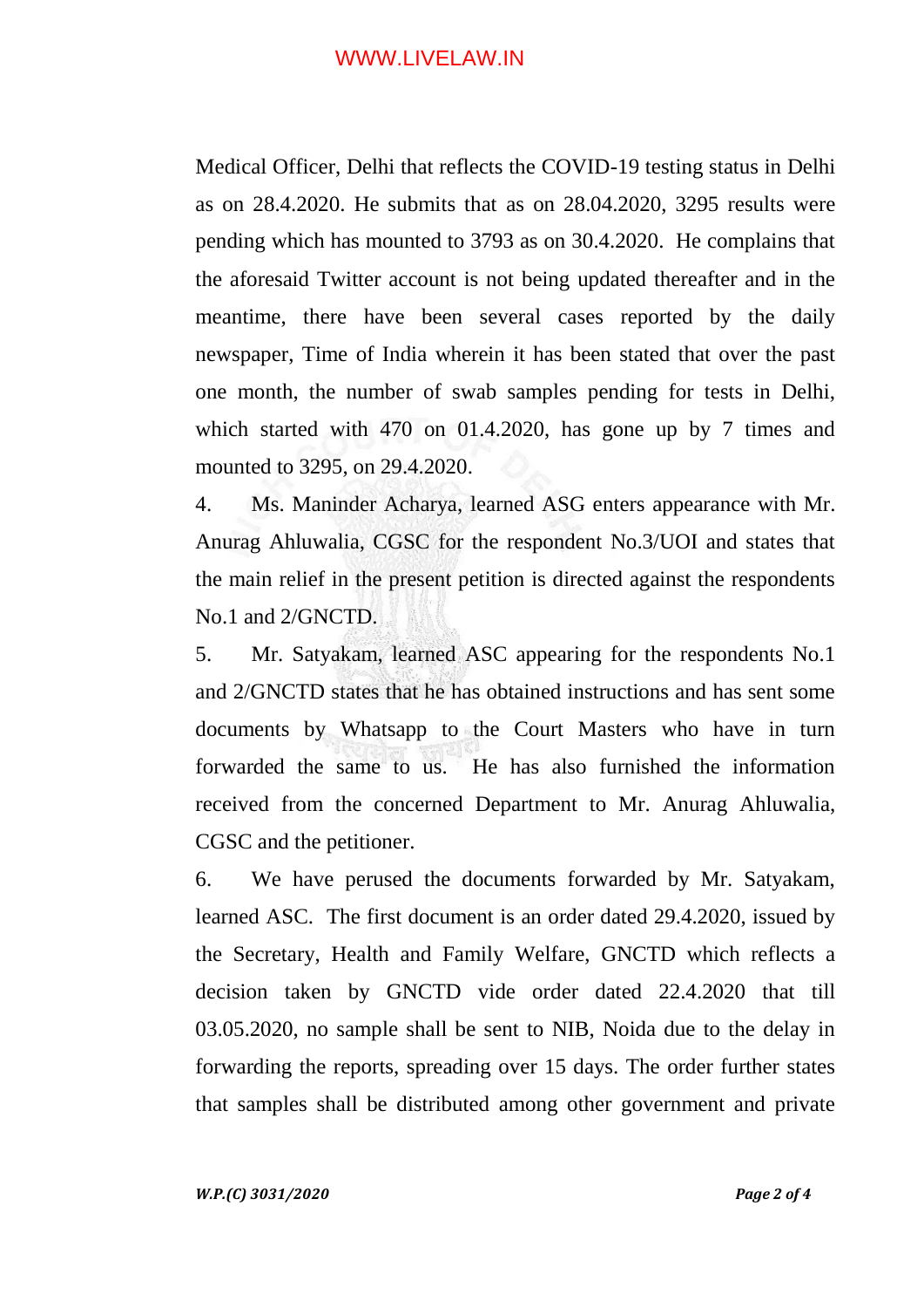Medical Officer, Delhi that reflects the COVID-19 testing status in Delhi as on 28.4.2020. He submits that as on 28.04.2020, 3295 results were pending which has mounted to 3793 as on 30.4.2020. He complains that the aforesaid Twitter account is not being updated thereafter and in the meantime, there have been several cases reported by the daily newspaper, Time of India wherein it has been stated that over the past one month, the number of swab samples pending for tests in Delhi, which started with 470 on 01.4.2020, has gone up by 7 times and mounted to 3295, on 29.4.2020.

4. Ms. Maninder Acharya, learned ASG enters appearance with Mr. Anurag Ahluwalia, CGSC for the respondent No.3/UOI and states that the main relief in the present petition is directed against the respondents No.1 and 2/GNCTD.

5. Mr. Satyakam, learned ASC appearing for the respondents No.1 and 2/GNCTD states that he has obtained instructions and has sent some documents by Whatsapp to the Court Masters who have in turn forwarded the same to us. He has also furnished the information received from the concerned Department to Mr. Anurag Ahluwalia, CGSC and the petitioner.

6. We have perused the documents forwarded by Mr. Satyakam, learned ASC. The first document is an order dated 29.4.2020, issued by the Secretary, Health and Family Welfare, GNCTD which reflects a decision taken by GNCTD vide order dated 22.4.2020 that till 03.05.2020, no sample shall be sent to NIB, Noida due to the delay in forwarding the reports, spreading over 15 days. The order further states that samples shall be distributed among other government and private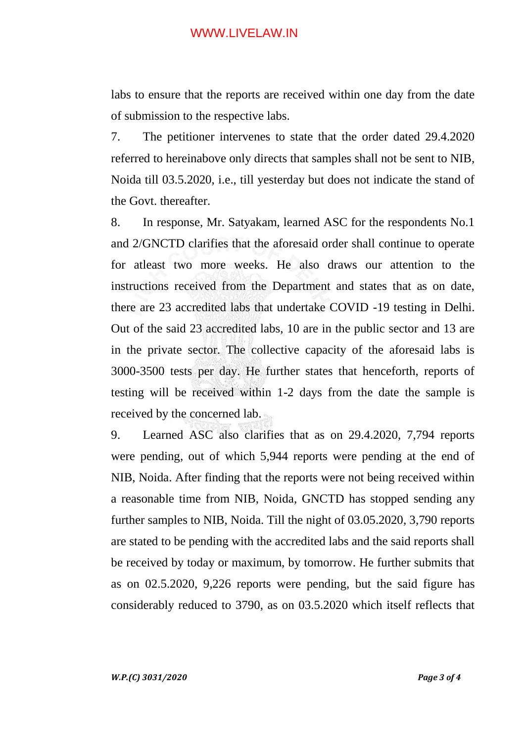labs to ensure that the reports are received within one day from the date of submission to the respective labs.

7. The petitioner intervenes to state that the order dated 29.4.2020 referred to hereinabove only directs that samples shall not be sent to NIB, Noida till 03.5.2020, i.e., till yesterday but does not indicate the stand of the Govt. thereafter.

8. In response, Mr. Satyakam, learned ASC for the respondents No.1 and 2/GNCTD clarifies that the aforesaid order shall continue to operate for atleast two more weeks. He also draws our attention to the instructions received from the Department and states that as on date, there are 23 accredited labs that undertake COVID -19 testing in Delhi. Out of the said 23 accredited labs, 10 are in the public sector and 13 are in the private sector. The collective capacity of the aforesaid labs is 3000-3500 tests per day. He further states that henceforth, reports of testing will be received within 1-2 days from the date the sample is received by the concerned lab.

9. Learned ASC also clarifies that as on 29.4.2020, 7,794 reports were pending, out of which 5,944 reports were pending at the end of NIB, Noida. After finding that the reports were not being received within a reasonable time from NIB, Noida, GNCTD has stopped sending any further samples to NIB, Noida. Till the night of 03.05.2020, 3,790 reports are stated to be pending with the accredited labs and the said reports shall be received by today or maximum, by tomorrow. He further submits that as on 02.5.2020, 9,226 reports were pending, but the said figure has considerably reduced to 3790, as on 03.5.2020 which itself reflects that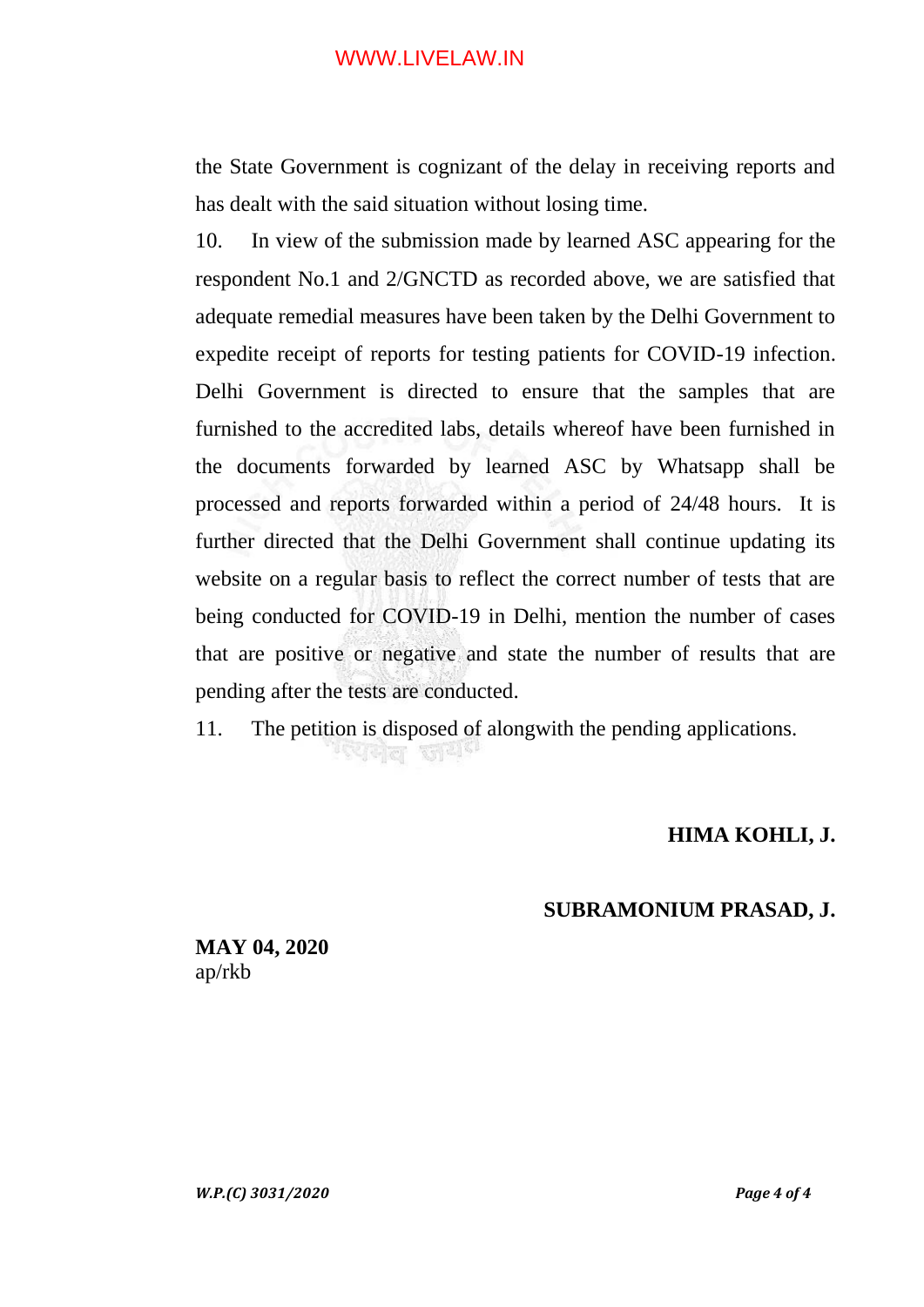the State Government is cognizant of the delay in receiving reports and has dealt with the said situation without losing time.

10. In view of the submission made by learned ASC appearing for the respondent No.1 and 2/GNCTD as recorded above, we are satisfied that adequate remedial measures have been taken by the Delhi Government to expedite receipt of reports for testing patients for COVID-19 infection. Delhi Government is directed to ensure that the samples that are furnished to the accredited labs, details whereof have been furnished in the documents forwarded by learned ASC by Whatsapp shall be processed and reports forwarded within a period of 24/48 hours. It is further directed that the Delhi Government shall continue updating its website on a regular basis to reflect the correct number of tests that are being conducted for COVID-19 in Delhi, mention the number of cases that are positive or negative and state the number of results that are pending after the tests are conducted.

11. The petition is disposed of alongwith the pending applications.

**HIMA KOHLI, J.**

**SUBRAMONIUM PRASAD, J.**

**MAY 04, 2020**
ap/rkb